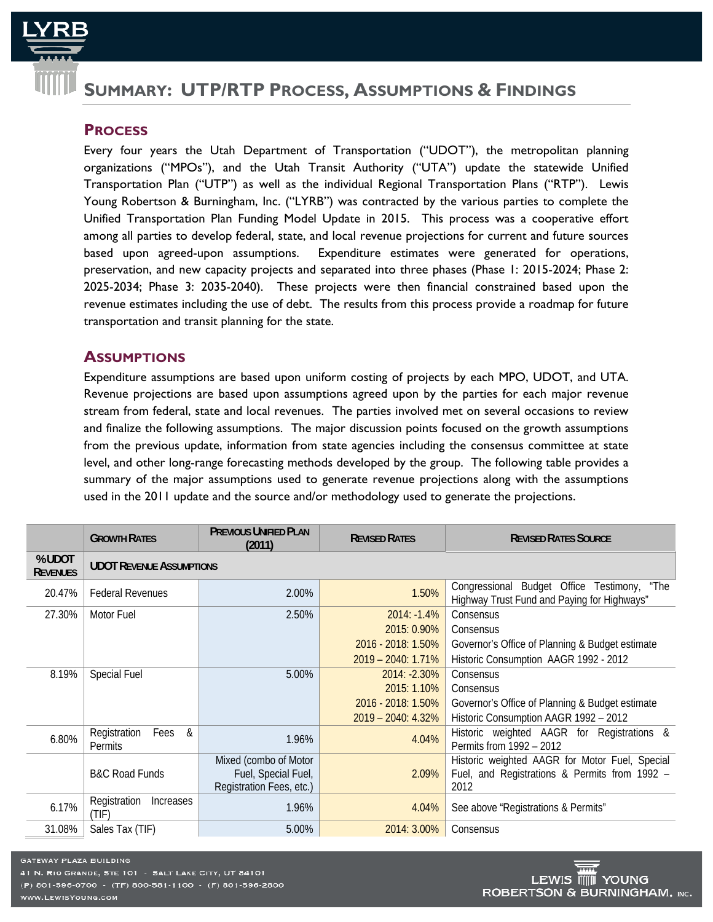# Summary: UTP/RTP Process, Assumptions & Findings

## Process

Every four years the Utah Department of Transportation ("UDOT"), the metropolitan planning organizations ("MPOs"), and the Utah Transit Authority ("UTA") update the statewide Unified Transportation Plan ("UTP") as well as the individual Regional Transportation Plans ("RTP"). Lewis Young Robertson & Burningham, Inc. ("LYRB") was contracted by the various parties to complete the Unified Transportation Plan Funding Model Update in 2015. This process was a cooperative effort among all parties to develop federal, state, and local revenue projections for current and future sources based upon agreed-upon assumptions. Expenditure estimates were generated for operations, preservation, and new capacity projects and separated into three phases (Phase 1: 2015-2024; Phase 2: 2025-2034; Phase 3: 2035-2040). These projects were then financial constrained based upon the revenue estimates including the use of debt. The results from this process provide a roadmap for future transportation and transit planning for the state.

## Assumptions

Expenditure assumptions are based upon uniform costing of projects by each MPO, UDOT, and UTA. Revenue projections are based upon assumptions agreed upon by the parties for each major revenue stream from federal, state and local revenues. The parties involved met on several occasions to review and finalize the following assumptions. The major discussion points focused on the growth assumptions from the previous update, information from state agencies including the consensus committee at state level, and other long-range forecasting methods developed by the group. The following table provides a summary of the major assumptions used to generate revenue projections along with the assumptions used in the 2011 update and the source and/or methodology used to generate the projections.

| | Growth Rates | Previous Unified Plan (2011) | Revised Rates | Revised Rates Source |
|---|---|---|---|---|
| **% UDOT Revenues** | **UDOT Revenue Assumptions** | | | |
| 20.47% | Federal Revenues | 2.00% | 1.50% | Congressional Budget Office Testimony, "The Highway Trust Fund and Paying for Highways" |
| 27.30% | Motor Fuel | 2.50% | 2014: -1.4% | Consensus |
| | | | 2015: 0.90% | Consensus |
| | | | 2016 - 2018: 1.50% | Governor's Office of Planning & Budget estimate |
| | | | 2019 – 2040: 1.71% | Historic Consumption AAGR 1992 - 2012 |
| 8.19% | Special Fuel | 5.00% | 2014: -2.30% | Consensus |
| | | | 2015: 1.10% | Consensus |
| | | | 2016 - 2018: 1.50% | Governor's Office of Planning & Budget estimate |
| | | | 2019 – 2040: 4.32% | Historic Consumption AAGR 1992 – 2012 |
| 6.80% | Registration Fees & Permits | 1.96% | 4.04% | Historic weighted AAGR for Registrations & Permits from 1992 – 2012 |
| | B&C Road Funds | Mixed (combo of Motor Fuel, Special Fuel, Registration Fees, etc.) | 2.09% | Historic weighted AAGR for Motor Fuel, Special Fuel, and Registrations & Permits from 1992 – 2012 |
| 6.17% | Registration Increases (TIF) | 1.96% | 4.04% | See above "Registrations & Permits" |
| 31.08% | Sales Tax (TIF) | 5.00% | 2014: 3.00% | Consensus |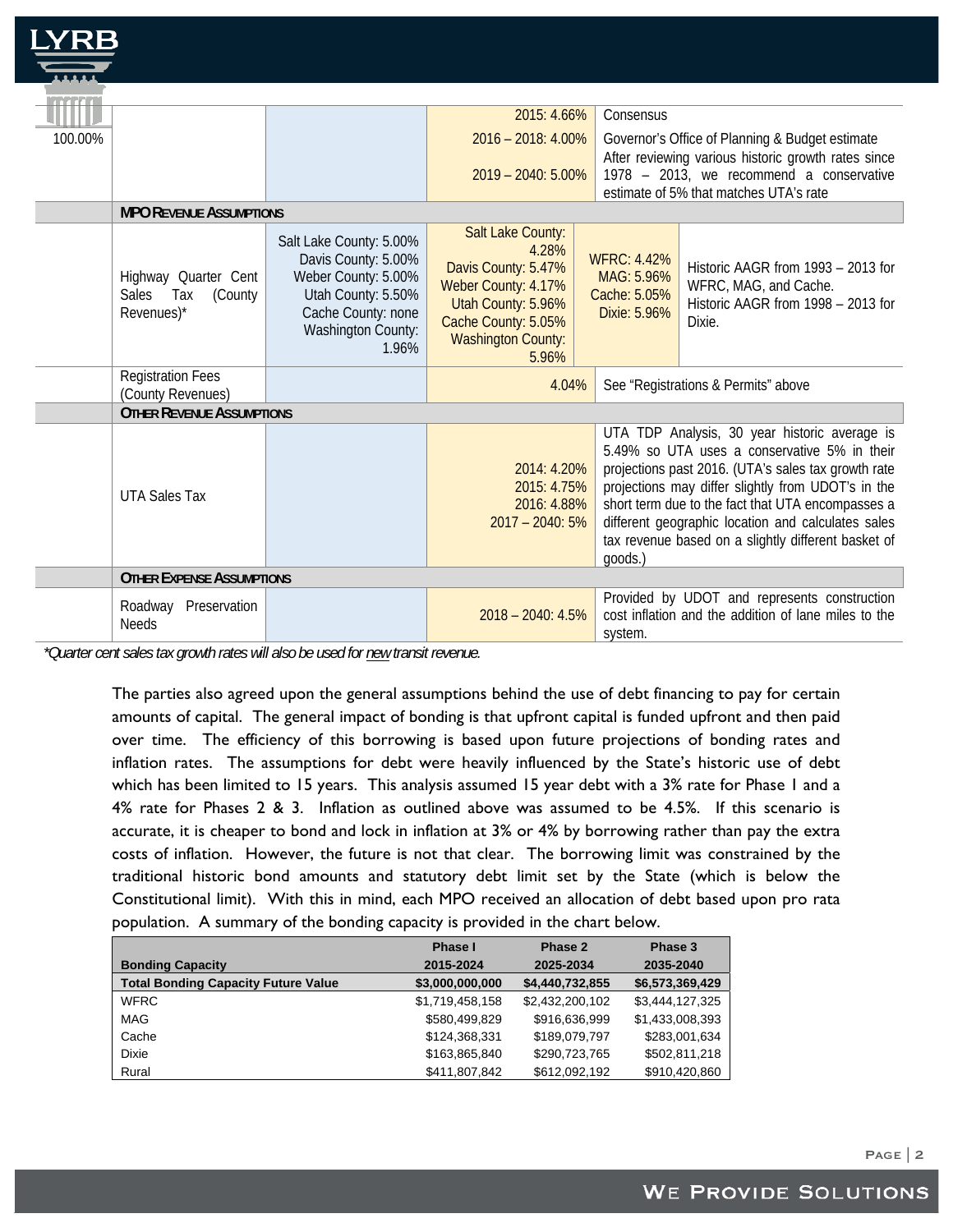| | | | | | |
|---|---|---|---|---|---|
| 100.00% | | | 2015: 4.66% | Consensus | |
| | | | 2016 – 2018: 4.00% | Governor's Office of Planning & Budget estimate | |
| | | | 2019 – 2040: 5.00% | After reviewing various historic growth rates since 1978 – 2013, we recommend a conservative estimate of 5% that matches UTA's rate | |
| | **MPO Revenue Assumptions** | | | | |
| | Highway Quarter Cent Sales Tax (County Revenues)* | Salt Lake County: 5.00% Davis County: 5.00% Weber County: 5.00% Utah County: 5.50% Cache County: none Washington County: 1.96% | Salt Lake County: 4.28% Davis County: 5.47% Weber County: 4.17% Utah County: 5.96% Cache County: 5.05% Washington County: 5.96% | WFRC: 4.42% MAG: 5.96% Cache: 5.05% Dixie: 5.96% | Historic AAGR from 1993 – 2013 for WFRC, MAG, and Cache. Historic AAGR from 1998 – 2013 for Dixie. |
| | Registration Fees (County Revenues) | | 4.04% | See "Registrations & Permits" above | |
| | **Other Revenue Assumptions** | | | | |
| | UTA Sales Tax | | 2014: 4.20% 2015: 4.75% 2016: 4.88% 2017 – 2040: 5% | UTA TDP Analysis, 30 year historic average is 5.49% so UTA uses a conservative 5% in their projections past 2016. (UTA's sales tax growth rate projections may differ slightly from UDOT's in the short term due to the fact that UTA encompasses a different geographic location and calculates sales tax revenue based on a slightly different basket of goods.) | |
| | **Other Expense Assumptions** | | | | |
| | Roadway Preservation Needs | | 2018 – 2040: 4.5% | Provided by UDOT and represents construction cost inflation and the addition of lane miles to the system. | |

*\*Quarter cent sales tax growth rates will also be used for new transit revenue.*

The parties also agreed upon the general assumptions behind the use of debt financing to pay for certain amounts of capital. The general impact of bonding is that upfront capital is funded upfront and then paid over time. The efficiency of this borrowing is based upon future projections of bonding rates and inflation rates. The assumptions for debt were heavily influenced by the State's historic use of debt which has been limited to 15 years. This analysis assumed 15 year debt with a 3% rate for Phase 1 and a 4% rate for Phases 2 & 3. Inflation as outlined above was assumed to be 4.5%. If this scenario is accurate, it is cheaper to bond and lock in inflation at 3% or 4% by borrowing rather than pay the extra costs of inflation. However, the future is not that clear. The borrowing limit was constrained by the traditional historic bond amounts and statutory debt limit set by the State (which is below the Constitutional limit). With this in mind, each MPO received an allocation of debt based upon pro rata population. A summary of the bonding capacity is provided in the chart below.

| Bonding Capacity | Phase I 2015-2024 | Phase 2 2025-2034 | Phase 3 2035-2040 |
|---|---|---|---|
| **Total Bonding Capacity Future Value** | **$3,000,000,000** | **$4,440,732,855** | **$6,573,369,429** |
| WFRC | $1,719,458,158 | $2,432,200,102 | $3,444,127,325 |
| MAG | $580,499,829 | $916,636,999 | $1,433,008,393 |
| Cache | $124,368,331 | $189,079,797 | $283,001,634 |
| Dixie | $163,865,840 | $290,723,765 | $502,811,218 |
| Rural | $411,807,842 | $612,092,192 | $910,420,860 |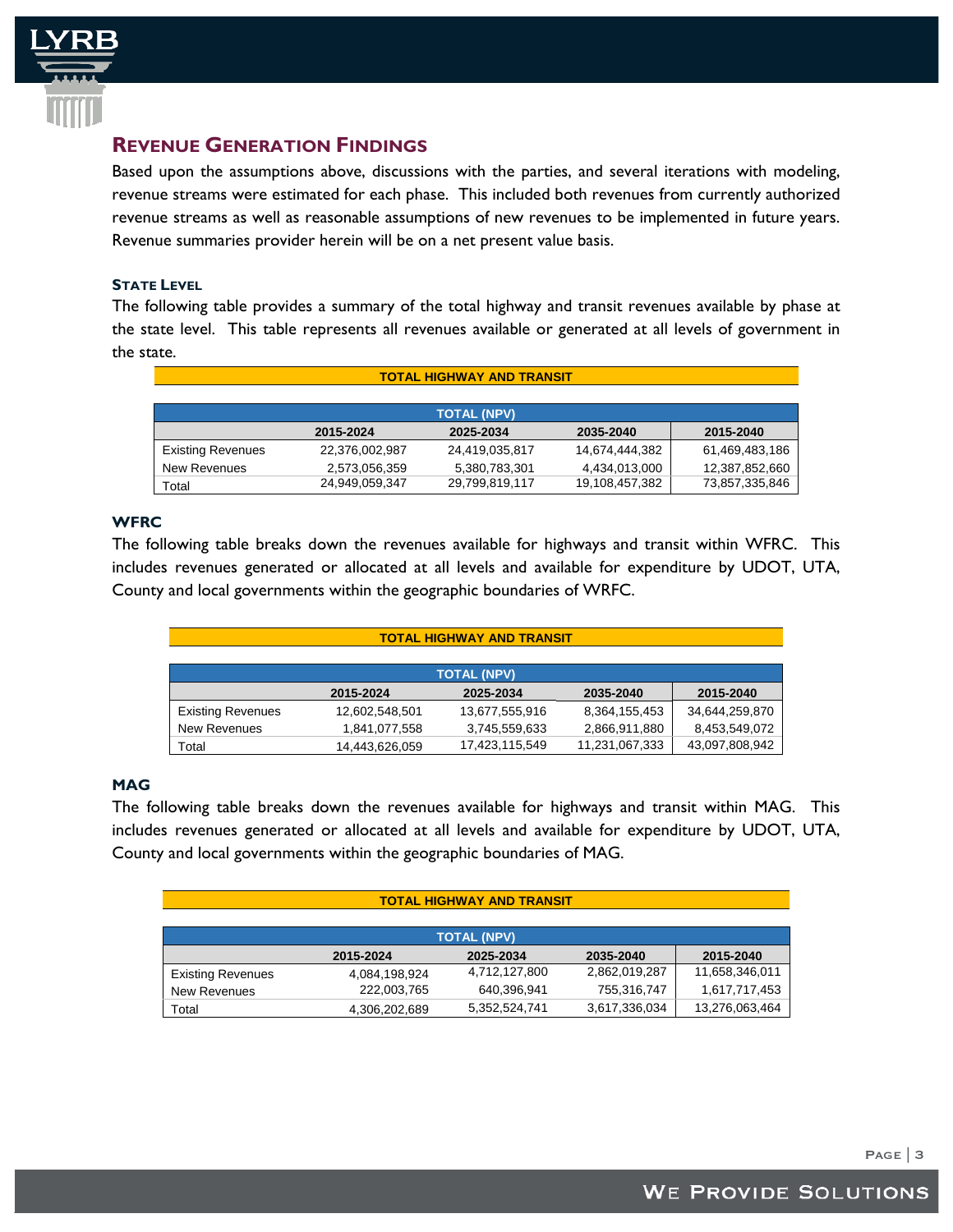## Revenue Generation Findings

Based upon the assumptions above, discussions with the parties, and several iterations with modeling, revenue streams were estimated for each phase. This included both revenues from currently authorized revenue streams as well as reasonable assumptions of new revenues to be implemented in future years. Revenue summaries provider herein will be on a net present value basis.

### State Level

The following table provides a summary of the total highway and transit revenues available by phase at the state level. This table represents all revenues available or generated at all levels of government in the state.

**TOTAL HIGHWAY AND TRANSIT**

| TOTAL (NPV) | | | | |
|---|---|---|---|---|
| | 2015-2024 | 2025-2034 | 2035-2040 | 2015-2040 |
| Existing Revenues | 22,376,002,987 | 24,419,035,817 | 14,674,444,382 | 61,469,483,186 |
| New Revenues | 2,573,056,359 | 5,380,783,301 | 4,434,013,000 | 12,387,852,660 |
| Total | 24,949,059,347 | 29,799,819,117 | 19,108,457,382 | 73,857,335,846 |

### WFRC

The following table breaks down the revenues available for highways and transit within WFRC. This includes revenues generated or allocated at all levels and available for expenditure by UDOT, UTA, County and local governments within the geographic boundaries of WRFC.

**TOTAL HIGHWAY AND TRANSIT**

| TOTAL (NPV) | | | | |
|---|---|---|---|---|
| | 2015-2024 | 2025-2034 | 2035-2040 | 2015-2040 |
| Existing Revenues | 12,602,548,501 | 13,677,555,916 | 8,364,155,453 | 34,644,259,870 |
| New Revenues | 1,841,077,558 | 3,745,559,633 | 2,866,911,880 | 8,453,549,072 |
| Total | 14,443,626,059 | 17,423,115,549 | 11,231,067,333 | 43,097,808,942 |

### MAG

The following table breaks down the revenues available for highways and transit within MAG. This includes revenues generated or allocated at all levels and available for expenditure by UDOT, UTA, County and local governments within the geographic boundaries of MAG.

**TOTAL HIGHWAY AND TRANSIT**

| TOTAL (NPV) | | | | |
|---|---|---|---|---|
| | 2015-2024 | 2025-2034 | 2035-2040 | 2015-2040 |
| Existing Revenues | 4,084,198,924 | 4,712,127,800 | 2,862,019,287 | 11,658,346,011 |
| New Revenues | 222,003,765 | 640,396,941 | 755,316,747 | 1,617,717,453 |
| Total | 4,306,202,689 | 5,352,524,741 | 3,617,336,034 | 13,276,063,464 |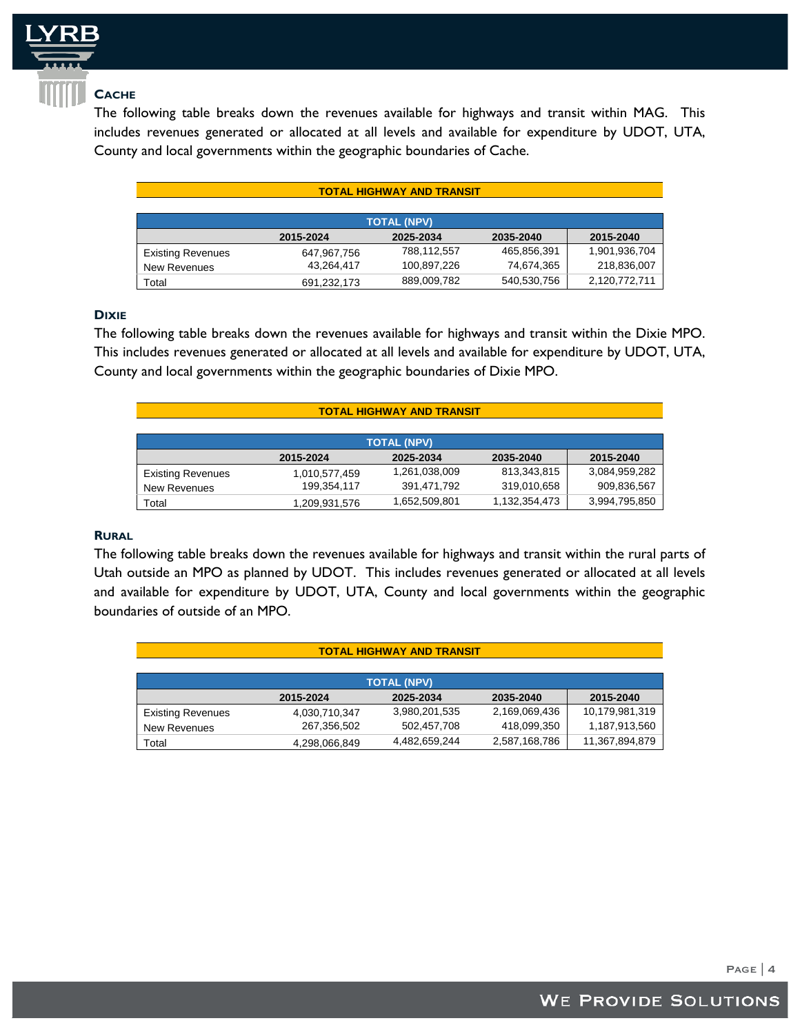### Cache

The following table breaks down the revenues available for highways and transit within MAG. This includes revenues generated or allocated at all levels and available for expenditure by UDOT, UTA, County and local governments within the geographic boundaries of Cache.

**TOTAL HIGHWAY AND TRANSIT**

| TOTAL (NPV) | | | | |
|---|---|---|---|---|
| | 2015-2024 | 2025-2034 | 2035-2040 | 2015-2040 |
| Existing Revenues | 647,967,756 | 788,112,557 | 465,856,391 | 1,901,936,704 |
| New Revenues | 43,264,417 | 100,897,226 | 74,674,365 | 218,836,007 |
| Total | 691,232,173 | 889,009,782 | 540,530,756 | 2,120,772,711 |

### Dixie

The following table breaks down the revenues available for highways and transit within the Dixie MPO. This includes revenues generated or allocated at all levels and available for expenditure by UDOT, UTA, County and local governments within the geographic boundaries of Dixie MPO.

**TOTAL HIGHWAY AND TRANSIT**

| TOTAL (NPV) | | | | |
|---|---|---|---|---|
| | 2015-2024 | 2025-2034 | 2035-2040 | 2015-2040 |
| Existing Revenues | 1,010,577,459 | 1,261,038,009 | 813,343,815 | 3,084,959,282 |
| New Revenues | 199,354,117 | 391,471,792 | 319,010,658 | 909,836,567 |
| Total | 1,209,931,576 | 1,652,509,801 | 1,132,354,473 | 3,994,795,850 |

### Rural

The following table breaks down the revenues available for highways and transit within the rural parts of Utah outside an MPO as planned by UDOT. This includes revenues generated or allocated at all levels and available for expenditure by UDOT, UTA, County and local governments within the geographic boundaries of outside of an MPO.

**TOTAL HIGHWAY AND TRANSIT**

| TOTAL (NPV) | | | | |
|---|---|---|---|---|
| | 2015-2024 | 2025-2034 | 2035-2040 | 2015-2040 |
| Existing Revenues | 4,030,710,347 | 3,980,201,535 | 2,169,069,436 | 10,179,981,319 |
| New Revenues | 267,356,502 | 502,457,708 | 418,099,350 | 1,187,913,560 |
| Total | 4,298,066,849 | 4,482,659,244 | 2,587,168,786 | 11,367,894,879 |